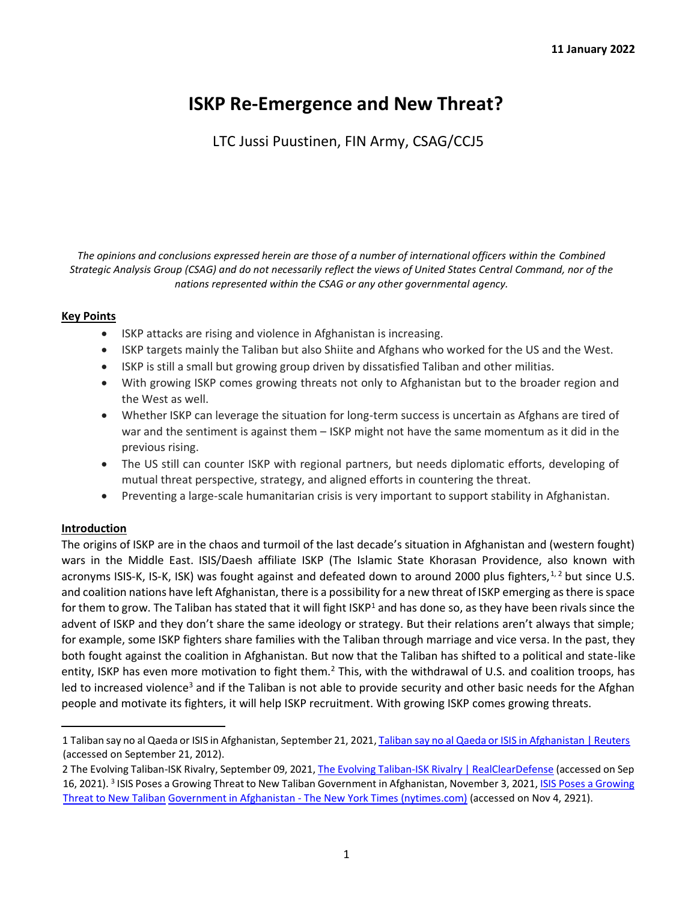**11 January 2022**

# ISKP Re-Emergence and New Threat?

LTC Jussi Puustinen, FIN Army, CSAG/CCJ5

*The opinions and conclusions expressed herein are those of a number of international officers within the Combined Strategic Analysis Group (CSAG) and do not necessarily reflect the views of United States Central Command, nor of the nations represented within the CSAG or any other governmental agency.*

## Key Points

- ISKP attacks are rising and violence in Afghanistan is increasing.
- ISKP targets mainly the Taliban but also Shiite and Afghans who worked for the US and the West.
- ISKP is still a small but growing group driven by dissatisfied Taliban and other militias.
- With growing ISKP comes growing threats not only to Afghanistan but to the broader region and the West as well.
- Whether ISKP can leverage the situation for long-term success is uncertain as Afghans are tired of war and the sentiment is against them – ISKP might not have the same momentum as it did in the previous rising.
- The US still can counter ISKP with regional partners, but needs diplomatic efforts, developing of mutual threat perspective, strategy, and aligned efforts in countering the threat.
- Preventing a large-scale humanitarian crisis is very important to support stability in Afghanistan.

## Introduction

The origins of ISKP are in the chaos and turmoil of the last decade's situation in Afghanistan and (western fought) wars in the Middle East. ISIS/Daesh affiliate ISKP (The Islamic State Khorasan Providence, also known with acronyms ISIS-K, IS-K, ISK) was fought against and defeated down to around 2000 plus fighters,[1, 2] but since U.S. and coalition nations have left Afghanistan, there is a possibility for a new threat of ISKP emerging as there is space for them to grow. The Taliban has stated that it will fight ISKP[1] and has done so, as they have been rivals since the advent of ISKP and they don't share the same ideology or strategy. But their relations aren't always that simple; for example, some ISKP fighters share families with the Taliban through marriage and vice versa. In the past, they both fought against the coalition in Afghanistan. But now that the Taliban has shifted to a political and state-like entity, ISKP has even more motivation to fight them.[2] This, with the withdrawal of U.S. and coalition troops, has led to increased violence[3] and if the Taliban is not able to provide security and other basic needs for the Afghan people and motivate its fighters, it will help ISKP recruitment. With growing ISKP comes growing threats.

---

1 Taliban say no al Qaeda or ISIS in Afghanistan, September 21, 2021, [Taliban say no al Qaeda or ISIS in Afghanistan | Reuters] (accessed on September 21, 2012).

2 The Evolving Taliban-ISK Rivalry, September 09, 2021, [The Evolving Taliban-ISK Rivalry | RealClearDefense] (accessed on Sep 16, 2021).

3 ISIS Poses a Growing Threat to New Taliban Government in Afghanistan, November 3, 2021, [ISIS Poses a Growing Threat to New Taliban Government in Afghanistan - The New York Times (nytimes.com)] (accessed on Nov 4, 2921).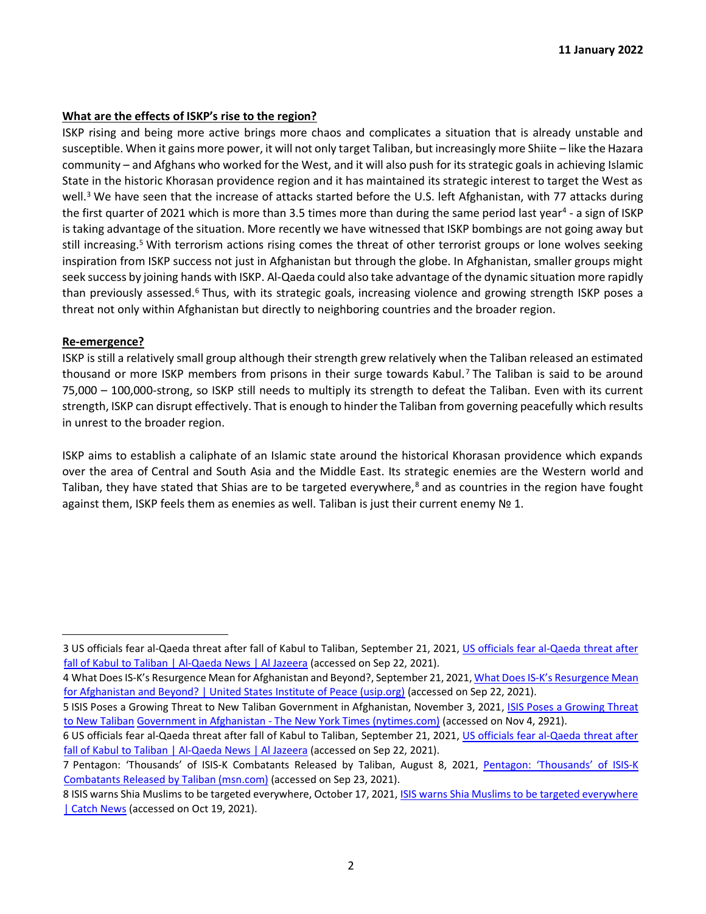11 January 2022

**What are the effects of ISKP's rise to the region?**

ISKP rising and being more active brings more chaos and complicates a situation that is already unstable and susceptible. When it gains more power, it will not only target Taliban, but increasingly more Shiite – like the Hazara community – and Afghans who worked for the West, and it will also push for its strategic goals in achieving Islamic State in the historic Khorasan providence region and it has maintained its strategic interest to target the West as well.[3] We have seen that the increase of attacks started before the U.S. left Afghanistan, with 77 attacks during the first quarter of 2021 which is more than 3.5 times more than during the same period last year[4] - a sign of ISKP is taking advantage of the situation. More recently we have witnessed that ISKP bombings are not going away but still increasing.[5] With terrorism actions rising comes the threat of other terrorist groups or lone wolves seeking inspiration from ISKP success not just in Afghanistan but through the globe. In Afghanistan, smaller groups might seek success by joining hands with ISKP. Al-Qaeda could also take advantage of the dynamic situation more rapidly than previously assessed.[6] Thus, with its strategic goals, increasing violence and growing strength ISKP poses a threat not only within Afghanistan but directly to neighboring countries and the broader region.

**Re-emergence?**

ISKP is still a relatively small group although their strength grew relatively when the Taliban released an estimated thousand or more ISKP members from prisons in their surge towards Kabul.[7] The Taliban is said to be around 75,000 – 100,000-strong, so ISKP still needs to multiply its strength to defeat the Taliban. Even with its current strength, ISKP can disrupt effectively. That is enough to hinder the Taliban from governing peacefully which results in unrest to the broader region.

ISKP aims to establish a caliphate of an Islamic state around the historical Khorasan providence which expands over the area of Central and South Asia and the Middle East. Its strategic enemies are the Western world and Taliban, they have stated that Shias are to be targeted everywhere,[8] and as countries in the region have fought against them, ISKP feels them as enemies as well. Taliban is just their current enemy № 1.

---

3 US officials fear al-Qaeda threat after fall of Kabul to Taliban, September 21, 2021, [US officials fear al-Qaeda threat after fall of Kabul to Taliban | Al-Qaeda News | Al Jazeera] (accessed on Sep 22, 2021).

4 What Does IS-K's Resurgence Mean for Afghanistan and Beyond?, September 21, 2021, [What Does IS-K's Resurgence Mean for Afghanistan and Beyond? | United States Institute of Peace (usip.org)] (accessed on Sep 22, 2021).

5 ISIS Poses a Growing Threat to New Taliban Government in Afghanistan, November 3, 2021, [ISIS Poses a Growing Threat to New Taliban Government in Afghanistan - The New York Times (nytimes.com)] (accessed on Nov 4, 2921).

6 US officials fear al-Qaeda threat after fall of Kabul to Taliban, September 21, 2021, [US officials fear al-Qaeda threat after fall of Kabul to Taliban | Al-Qaeda News | Al Jazeera] (accessed on Sep 22, 2021).

7 Pentagon: 'Thousands' of ISIS-K Combatants Released by Taliban, August 8, 2021, [Pentagon: 'Thousands' of ISIS-K Combatants Released by Taliban (msn.com)] (accessed on Sep 23, 2021).

8 ISIS warns Shia Muslims to be targeted everywhere, October 17, 2021, [ISIS warns Shia Muslims to be targeted everywhere | Catch News] (accessed on Oct 19, 2021).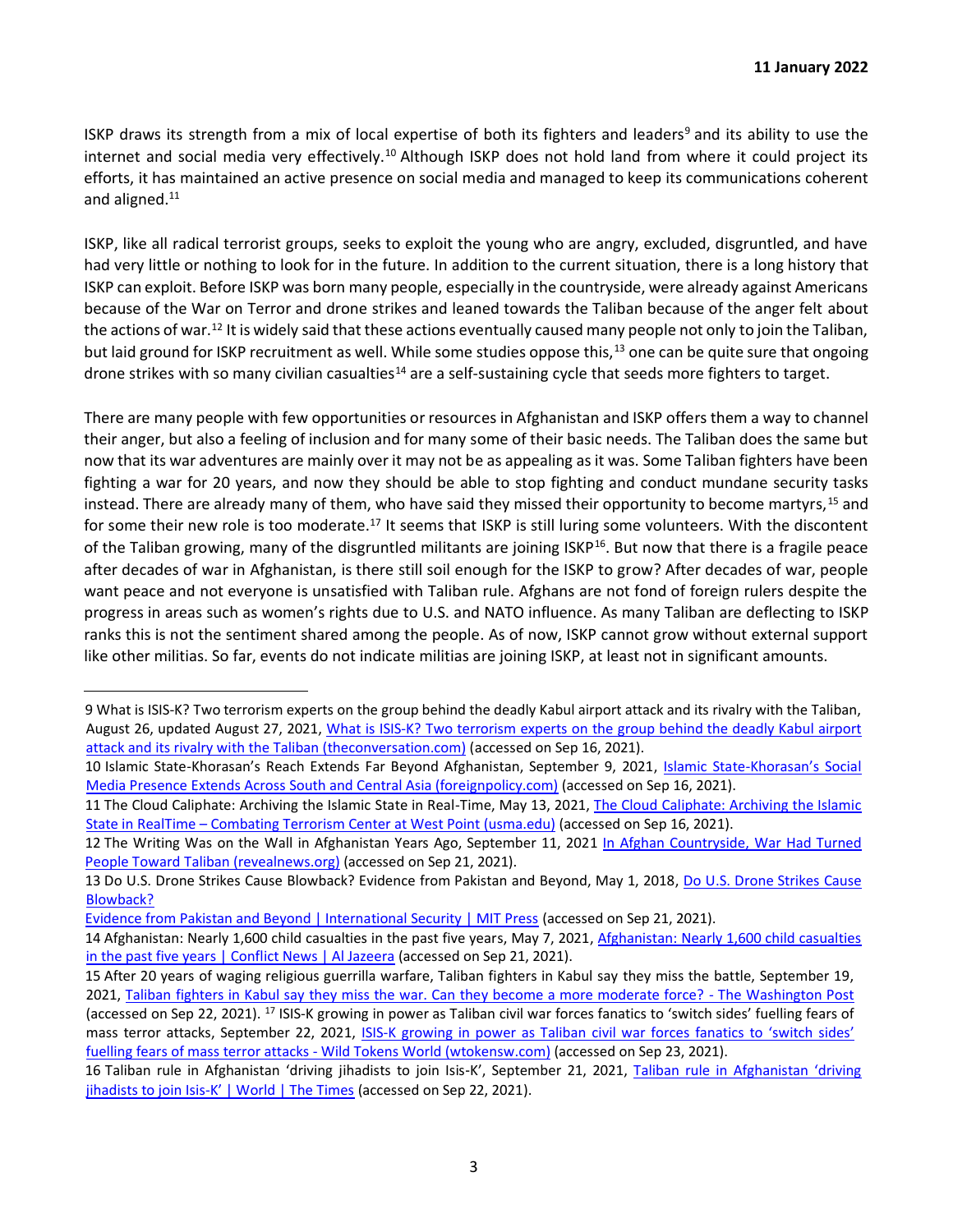ISKP draws its strength from a mix of local expertise of both its fighters and leaders[9] and its ability to use the internet and social media very effectively.[10] Although ISKP does not hold land from where it could project its efforts, it has maintained an active presence on social media and managed to keep its communications coherent and aligned.[11]

ISKP, like all radical terrorist groups, seeks to exploit the young who are angry, excluded, disgruntled, and have had very little or nothing to look for in the future. In addition to the current situation, there is a long history that ISKP can exploit. Before ISKP was born many people, especially in the countryside, were already against Americans because of the War on Terror and drone strikes and leaned towards the Taliban because of the anger felt about the actions of war.[12] It is widely said that these actions eventually caused many people not only to join the Taliban, but laid ground for ISKP recruitment as well. While some studies oppose this,[13] one can be quite sure that ongoing drone strikes with so many civilian casualties[14] are a self-sustaining cycle that seeds more fighters to target.

There are many people with few opportunities or resources in Afghanistan and ISKP offers them a way to channel their anger, but also a feeling of inclusion and for many some of their basic needs. The Taliban does the same but now that its war adventures are mainly over it may not be as appealing as it was. Some Taliban fighters have been fighting a war for 20 years, and now they should be able to stop fighting and conduct mundane security tasks instead. There are already many of them, who have said they missed their opportunity to become martyrs,[15] and for some their new role is too moderate.[17] It seems that ISKP is still luring some volunteers. With the discontent of the Taliban growing, many of the disgruntled militants are joining ISKP[16]. But now that there is a fragile peace after decades of war in Afghanistan, is there still soil enough for the ISKP to grow? After decades of war, people want peace and not everyone is unsatisfied with Taliban rule. Afghans are not fond of foreign rulers despite the progress in areas such as women's rights due to U.S. and NATO influence. As many Taliban are deflecting to ISKP ranks this is not the sentiment shared among the people. As of now, ISKP cannot grow without external support like other militias. So far, events do not indicate militias are joining ISKP, at least not in significant amounts.

---

9 What is ISIS-K? Two terrorism experts on the group behind the deadly Kabul airport attack and its rivalry with the Taliban, August 26, updated August 27, 2021, What is ISIS-K? Two terrorism experts on the group behind the deadly Kabul airport attack and its rivalry with the Taliban (theconversation.com) (accessed on Sep 16, 2021).

10 Islamic State-Khorasan's Reach Extends Far Beyond Afghanistan, September 9, 2021, Islamic State-Khorasan's Social Media Presence Extends Across South and Central Asia (foreignpolicy.com) (accessed on Sep 16, 2021).

11 The Cloud Caliphate: Archiving the Islamic State in Real-Time, May 13, 2021, The Cloud Caliphate: Archiving the Islamic State in RealTime – Combating Terrorism Center at West Point (usma.edu) (accessed on Sep 16, 2021).

12 The Writing Was on the Wall in Afghanistan Years Ago, September 11, 2021 In Afghan Countryside, War Had Turned People Toward Taliban (revealnews.org) (accessed on Sep 21, 2021).

13 Do U.S. Drone Strikes Cause Blowback? Evidence from Pakistan and Beyond, May 1, 2018, Do U.S. Drone Strikes Cause Blowback? Evidence from Pakistan and Beyond | International Security | MIT Press (accessed on Sep 21, 2021).

14 Afghanistan: Nearly 1,600 child casualties in the past five years, May 7, 2021, Afghanistan: Nearly 1,600 child casualties in the past five years | Conflict News | Al Jazeera (accessed on Sep 21, 2021).

15 After 20 years of waging religious guerrilla warfare, Taliban fighters in Kabul say they miss the battle, September 19, 2021, Taliban fighters in Kabul say they miss the war. Can they become a more moderate force? - The Washington Post (accessed on Sep 22, 2021). [17] ISIS-K growing in power as Taliban civil war forces fanatics to 'switch sides' fuelling fears of mass terror attacks, September 22, 2021, ISIS-K growing in power as Taliban civil war forces fanatics to 'switch sides' fuelling fears of mass terror attacks - Wild Tokens World (wtokensw.com) (accessed on Sep 23, 2021).

16 Taliban rule in Afghanistan 'driving jihadists to join Isis-K', September 21, 2021, Taliban rule in Afghanistan 'driving jihadists to join Isis-K' | World | The Times (accessed on Sep 22, 2021).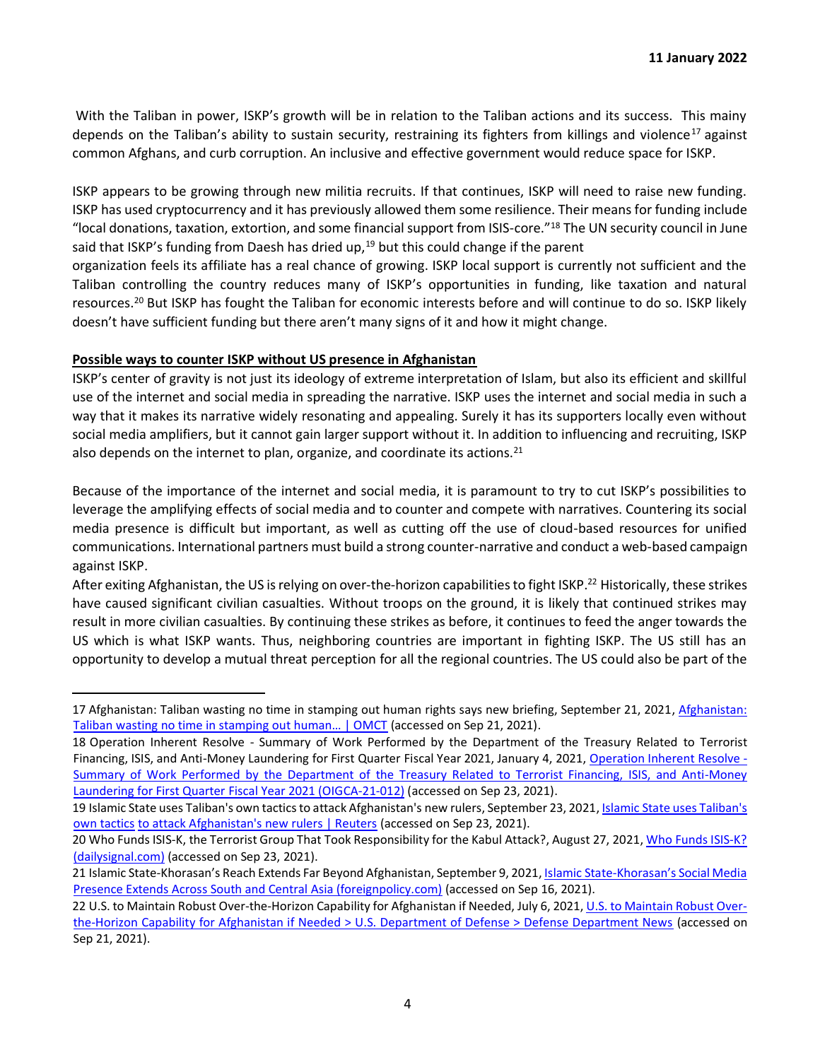With the Taliban in power, ISKP's growth will be in relation to the Taliban actions and its success. This mainy depends on the Taliban's ability to sustain security, restraining its fighters from killings and violence[17] against common Afghans, and curb corruption. An inclusive and effective government would reduce space for ISKP.

ISKP appears to be growing through new militia recruits. If that continues, ISKP will need to raise new funding. ISKP has used cryptocurrency and it has previously allowed them some resilience. Their means for funding include "local donations, taxation, extortion, and some financial support from ISIS-core."[18] The UN security council in June said that ISKP's funding from Daesh has dried up,[19] but this could change if the parent organization feels its affiliate has a real chance of growing. ISKP local support is currently not sufficient and the Taliban controlling the country reduces many of ISKP's opportunities in funding, like taxation and natural resources.[20] But ISKP has fought the Taliban for economic interests before and will continue to do so. ISKP likely doesn't have sufficient funding but there aren't many signs of it and how it might change.

**Possible ways to counter ISKP without US presence in Afghanistan**

ISKP's center of gravity is not just its ideology of extreme interpretation of Islam, but also its efficient and skillful use of the internet and social media in spreading the narrative. ISKP uses the internet and social media in such a way that it makes its narrative widely resonating and appealing. Surely it has its supporters locally even without social media amplifiers, but it cannot gain larger support without it. In addition to influencing and recruiting, ISKP also depends on the internet to plan, organize, and coordinate its actions.[21]

Because of the importance of the internet and social media, it is paramount to try to cut ISKP's possibilities to leverage the amplifying effects of social media and to counter and compete with narratives. Countering its social media presence is difficult but important, as well as cutting off the use of cloud-based resources for unified communications. International partners must build a strong counter-narrative and conduct a web-based campaign against ISKP.

After exiting Afghanistan, the US is relying on over-the-horizon capabilities to fight ISKP.[22] Historically, these strikes have caused significant civilian casualties. Without troops on the ground, it is likely that continued strikes may result in more civilian casualties. By continuing these strikes as before, it continues to feed the anger towards the US which is what ISKP wants. Thus, neighboring countries are important in fighting ISKP. The US still has an opportunity to develop a mutual threat perception for all the regional countries. The US could also be part of the

---

17 Afghanistan: Taliban wasting no time in stamping out human rights says new briefing, September 21, 2021, Afghanistan: Taliban wasting no time in stamping out human… | OMCT (accessed on Sep 21, 2021).

18 Operation Inherent Resolve - Summary of Work Performed by the Department of the Treasury Related to Terrorist Financing, ISIS, and Anti-Money Laundering for First Quarter Fiscal Year 2021, January 4, 2021, Operation Inherent Resolve - Summary of Work Performed by the Department of the Treasury Related to Terrorist Financing, ISIS, and Anti-Money Laundering for First Quarter Fiscal Year 2021 (OIGCA-21-012) (accessed on Sep 23, 2021).

19 Islamic State uses Taliban's own tactics to attack Afghanistan's new rulers, September 23, 2021, Islamic State uses Taliban's own tactics to attack Afghanistan's new rulers | Reuters (accessed on Sep 23, 2021).

20 Who Funds ISIS-K, the Terrorist Group That Took Responsibility for the Kabul Attack?, August 27, 2021, Who Funds ISIS-K? (dailysignal.com) (accessed on Sep 23, 2021).

21 Islamic State-Khorasan's Reach Extends Far Beyond Afghanistan, September 9, 2021, Islamic State-Khorasan's Social Media Presence Extends Across South and Central Asia (foreignpolicy.com) (accessed on Sep 16, 2021).

22 U.S. to Maintain Robust Over-the-Horizon Capability for Afghanistan if Needed, July 6, 2021, U.S. to Maintain Robust Over-the-Horizon Capability for Afghanistan if Needed > U.S. Department of Defense > Defense Department News (accessed on Sep 21, 2021).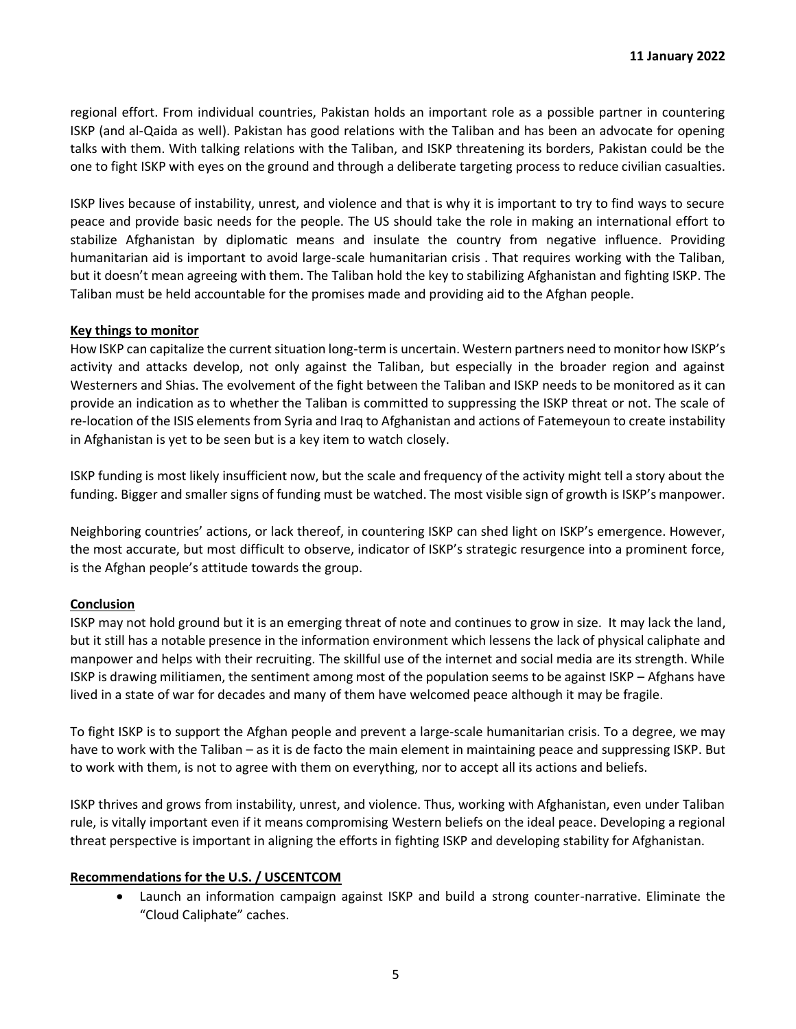regional effort. From individual countries, Pakistan holds an important role as a possible partner in countering ISKP (and al-Qaida as well). Pakistan has good relations with the Taliban and has been an advocate for opening talks with them. With talking relations with the Taliban, and ISKP threatening its borders, Pakistan could be the one to fight ISKP with eyes on the ground and through a deliberate targeting process to reduce civilian casualties.

ISKP lives because of instability, unrest, and violence and that is why it is important to try to find ways to secure peace and provide basic needs for the people. The US should take the role in making an international effort to stabilize Afghanistan by diplomatic means and insulate the country from negative influence. Providing humanitarian aid is important to avoid large-scale humanitarian crisis . That requires working with the Taliban, but it doesn't mean agreeing with them. The Taliban hold the key to stabilizing Afghanistan and fighting ISKP. The Taliban must be held accountable for the promises made and providing aid to the Afghan people.

## Key things to monitor

How ISKP can capitalize the current situation long-term is uncertain. Western partners need to monitor how ISKP's activity and attacks develop, not only against the Taliban, but especially in the broader region and against Westerners and Shias. The evolvement of the fight between the Taliban and ISKP needs to be monitored as it can provide an indication as to whether the Taliban is committed to suppressing the ISKP threat or not. The scale of re-location of the ISIS elements from Syria and Iraq to Afghanistan and actions of Fatemeyoun to create instability in Afghanistan is yet to be seen but is a key item to watch closely.

ISKP funding is most likely insufficient now, but the scale and frequency of the activity might tell a story about the funding. Bigger and smaller signs of funding must be watched. The most visible sign of growth is ISKP's manpower.

Neighboring countries' actions, or lack thereof, in countering ISKP can shed light on ISKP's emergence. However, the most accurate, but most difficult to observe, indicator of ISKP's strategic resurgence into a prominent force, is the Afghan people's attitude towards the group.

## Conclusion

ISKP may not hold ground but it is an emerging threat of note and continues to grow in size. It may lack the land, but it still has a notable presence in the information environment which lessens the lack of physical caliphate and manpower and helps with their recruiting. The skillful use of the internet and social media are its strength. While ISKP is drawing militiamen, the sentiment among most of the population seems to be against ISKP – Afghans have lived in a state of war for decades and many of them have welcomed peace although it may be fragile.

To fight ISKP is to support the Afghan people and prevent a large-scale humanitarian crisis. To a degree, we may have to work with the Taliban – as it is de facto the main element in maintaining peace and suppressing ISKP. But to work with them, is not to agree with them on everything, nor to accept all its actions and beliefs.

ISKP thrives and grows from instability, unrest, and violence. Thus, working with Afghanistan, even under Taliban rule, is vitally important even if it means compromising Western beliefs on the ideal peace. Developing a regional threat perspective is important in aligning the efforts in fighting ISKP and developing stability for Afghanistan.

## Recommendations for the U.S. / USCENTCOM

- Launch an information campaign against ISKP and build a strong counter-narrative. Eliminate the "Cloud Caliphate" caches.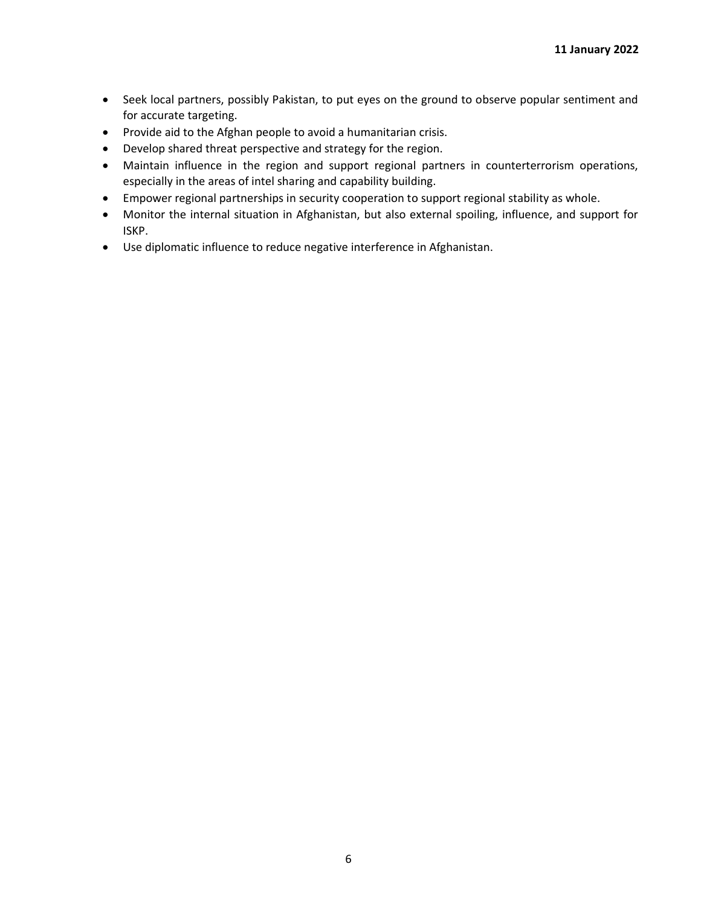- Seek local partners, possibly Pakistan, to put eyes on the ground to observe popular sentiment and for accurate targeting.
- Provide aid to the Afghan people to avoid a humanitarian crisis.
- Develop shared threat perspective and strategy for the region.
- Maintain influence in the region and support regional partners in counterterrorism operations, especially in the areas of intel sharing and capability building.
- Empower regional partnerships in security cooperation to support regional stability as whole.
- Monitor the internal situation in Afghanistan, but also external spoiling, influence, and support for ISKP.
- Use diplomatic influence to reduce negative interference in Afghanistan.